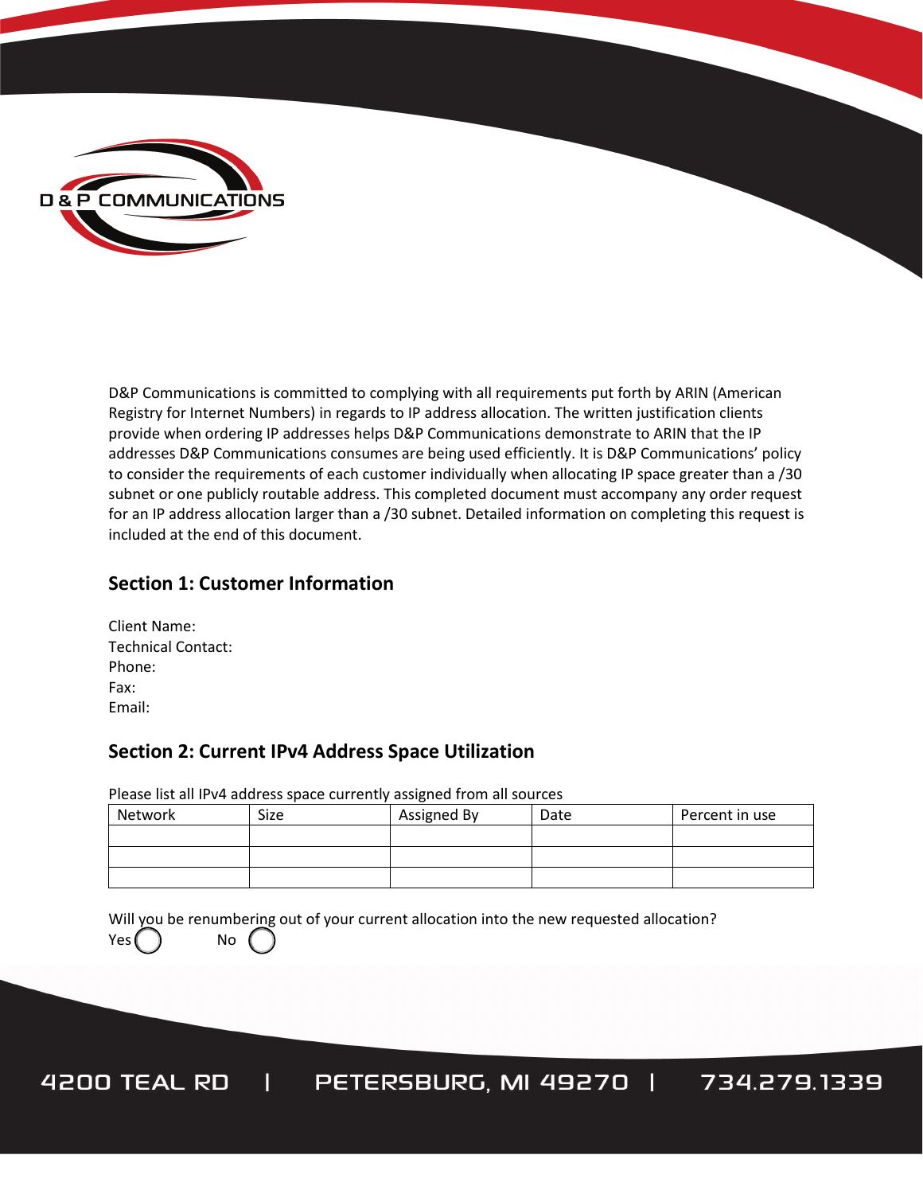D & P COMMUNICATIONS

D&P Communications is committed to complying with all requirements put forth by ARIN (American Registry for Internet Numbers) in regards to IP address allocation. The written justification clients provide when ordering IP addresses helps D&P Communications demonstrate to ARIN that the IP addresses D&P Communications consumes are being used efficiently. It is D&P Communications' policy to consider the requirements of each customer individually when allocating IP space greater than a /30 subnet or one publicly routable address. This completed document must accompany any order request for an IP address allocation larger than a /30 subnet. Detailed information on completing this request is included at the end of this document.

## Section 1: Customer Information

Client Name:
Technical Contact:
Phone:
Fax:
Email:

## Section 2: Current IPv4 Address Space Utilization

Please list all IPv4 address space currently assigned from all sources

| Network | Size | Assigned By | Date | Percent in use |
|---|---|---|---|---|
| | | | | |
| | | | | |
| | | | | |

Will you be renumbering out of your current allocation into the new requested allocation?

Yes ◯ No ◯

4200 TEAL RD | PETERSBURG, MI 49270 | 734.279.1339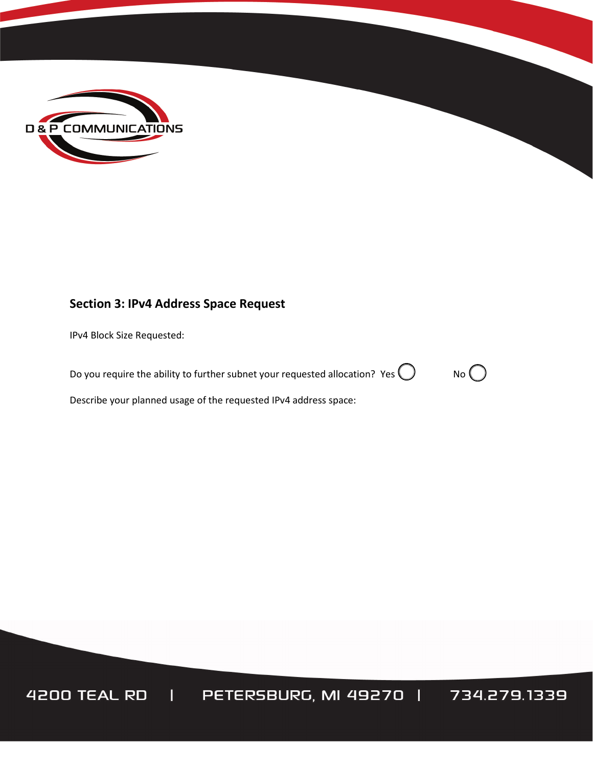## Section 3: IPv4 Address Space Request

IPv4 Block Size Requested:

Do you require the ability to further subnet your requested allocation? Yes ◯ No ◯

Describe your planned usage of the requested IPv4 address space: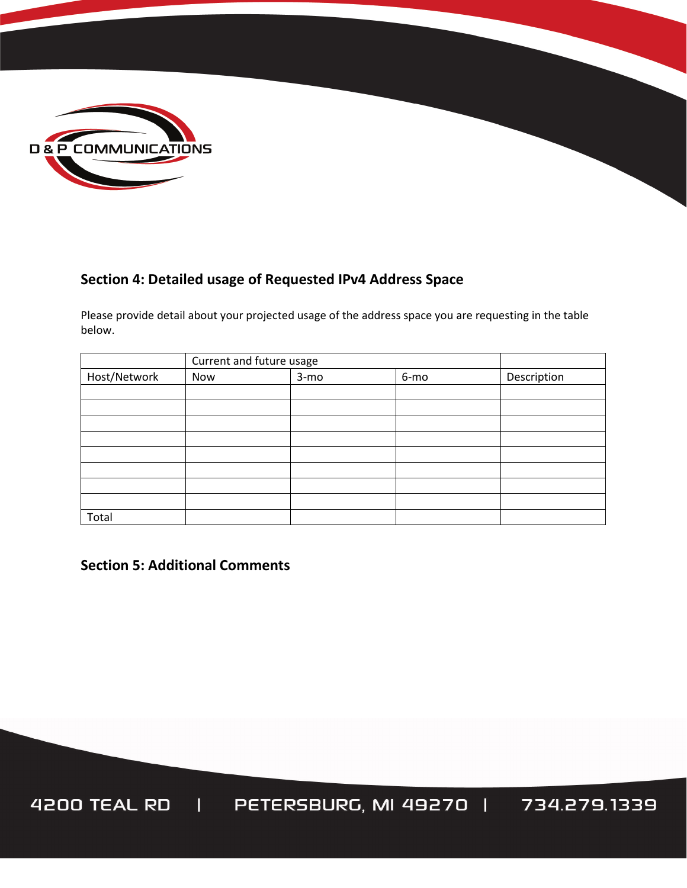## Section 4: Detailed usage of Requested IPv4 Address Space

Please provide detail about your projected usage of the address space you are requesting in the table below.

| | Current and future usage | | | |
|---|---|---|---|---|
| Host/Network | Now | 3-mo | 6-mo | Description |
| | | | | |
| | | | | |
| | | | | |
| | | | | |
| | | | | |
| | | | | |
| | | | | |
| | | | | |
| Total | | | | |

## Section 5: Additional Comments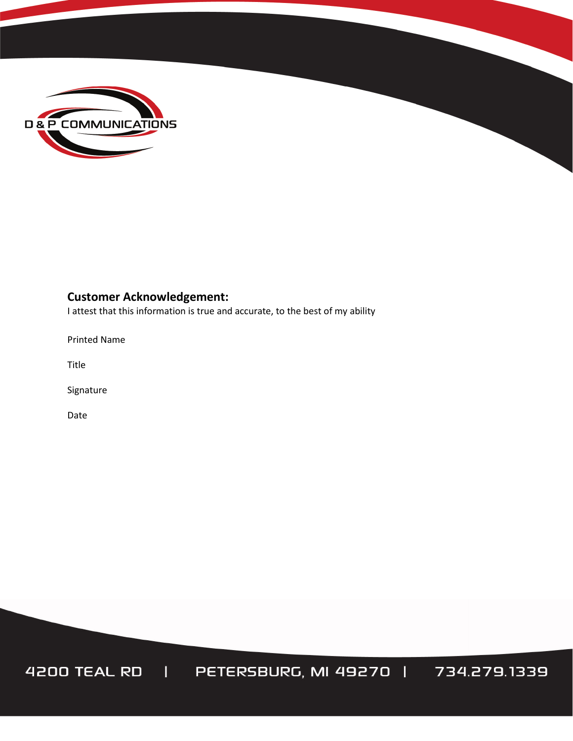**Customer Acknowledgement:**

I attest that this information is true and accurate, to the best of my ability

Printed Name

Title

Signature

Date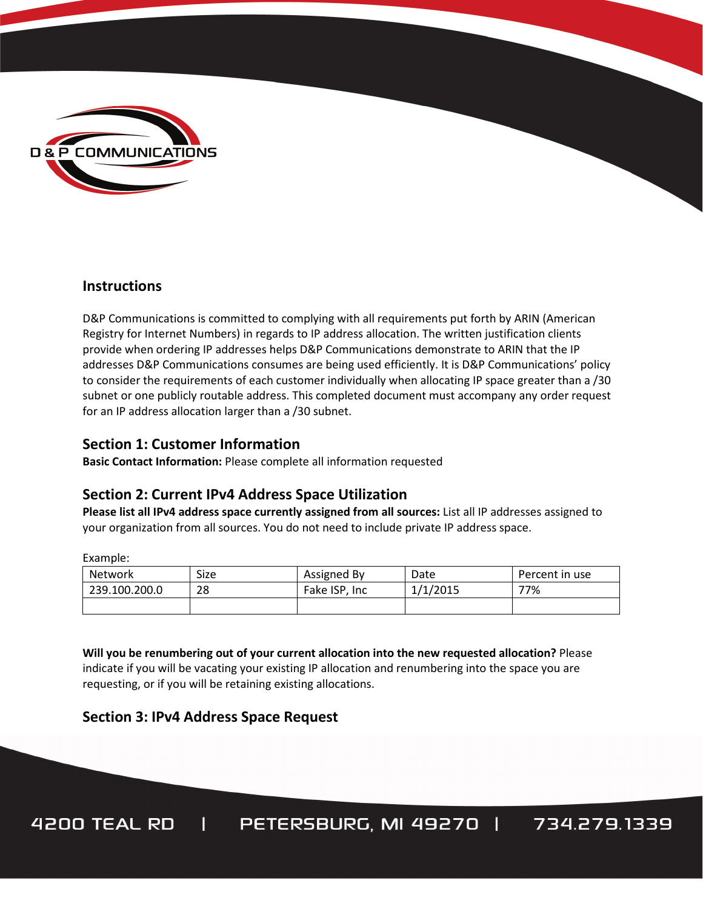D & P COMMUNICATIONS

## Instructions

D&P Communications is committed to complying with all requirements put forth by ARIN (American Registry for Internet Numbers) in regards to IP address allocation. The written justification clients provide when ordering IP addresses helps D&P Communications demonstrate to ARIN that the IP addresses D&P Communications consumes are being used efficiently. It is D&P Communications' policy to consider the requirements of each customer individually when allocating IP space greater than a /30 subnet or one publicly routable address. This completed document must accompany any order request for an IP address allocation larger than a /30 subnet.

## Section 1: Customer Information

**Basic Contact Information:** Please complete all information requested

## Section 2: Current IPv4 Address Space Utilization

**Please list all IPv4 address space currently assigned from all sources:** List all IP addresses assigned to your organization from all sources. You do not need to include private IP address space.

Example:

| Network | Size | Assigned By | Date | Percent in use |
|---|---|---|---|---|
| 239.100.200.0 | 28 | Fake ISP, Inc | 1/1/2015 | 77% |
| | | | | |

**Will you be renumbering out of your current allocation into the new requested allocation?** Please indicate if you will be vacating your existing IP allocation and renumbering into the space you are requesting, or if you will be retaining existing allocations.

## Section 3: IPv4 Address Space Request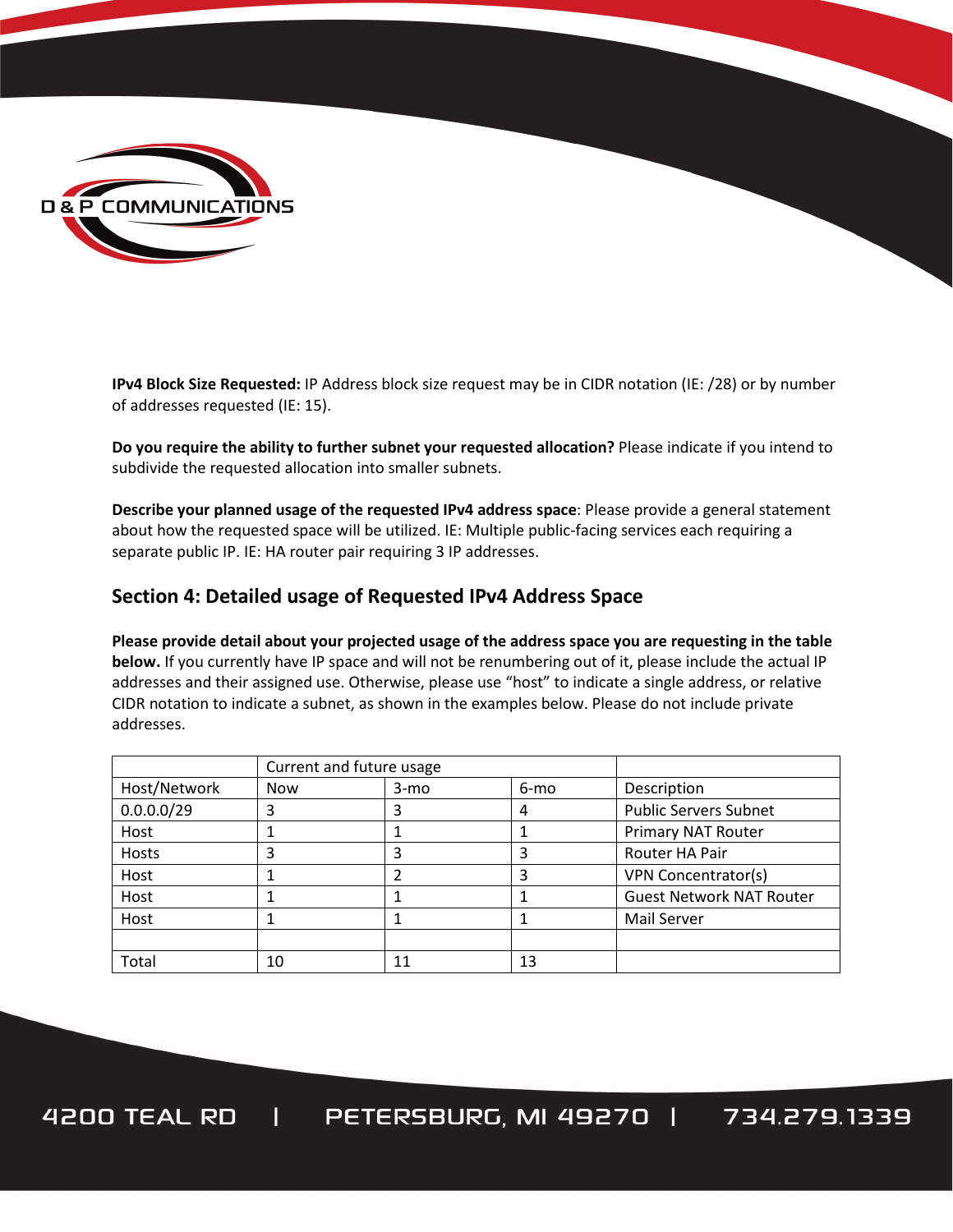**IPv4 Block Size Requested:** IP Address block size request may be in CIDR notation (IE: /28) or by number of addresses requested (IE: 15).

**Do you require the ability to further subnet your requested allocation?** Please indicate if you intend to subdivide the requested allocation into smaller subnets.

**Describe your planned usage of the requested IPv4 address space**: Please provide a general statement about how the requested space will be utilized. IE: Multiple public-facing services each requiring a separate public IP. IE: HA router pair requiring 3 IP addresses.

## Section 4: Detailed usage of Requested IPv4 Address Space

**Please provide detail about your projected usage of the address space you are requesting in the table below.** If you currently have IP space and will not be renumbering out of it, please include the actual IP addresses and their assigned use. Otherwise, please use "host" to indicate a single address, or relative CIDR notation to indicate a subnet, as shown in the examples below. Please do not include private addresses.

| | Current and future usage | | | |
|---|---|---|---|---|
| Host/Network | Now | 3-mo | 6-mo | Description |
| 0.0.0.0/29 | 3 | 3 | 4 | Public Servers Subnet |
| Host | 1 | 1 | 1 | Primary NAT Router |
| Hosts | 3 | 3 | 3 | Router HA Pair |
| Host | 1 | 2 | 3 | VPN Concentrator(s) |
| Host | 1 | 1 | 1 | Guest Network NAT Router |
| Host | 1 | 1 | 1 | Mail Server |
| | | | | |
| Total | 10 | 11 | 13 | |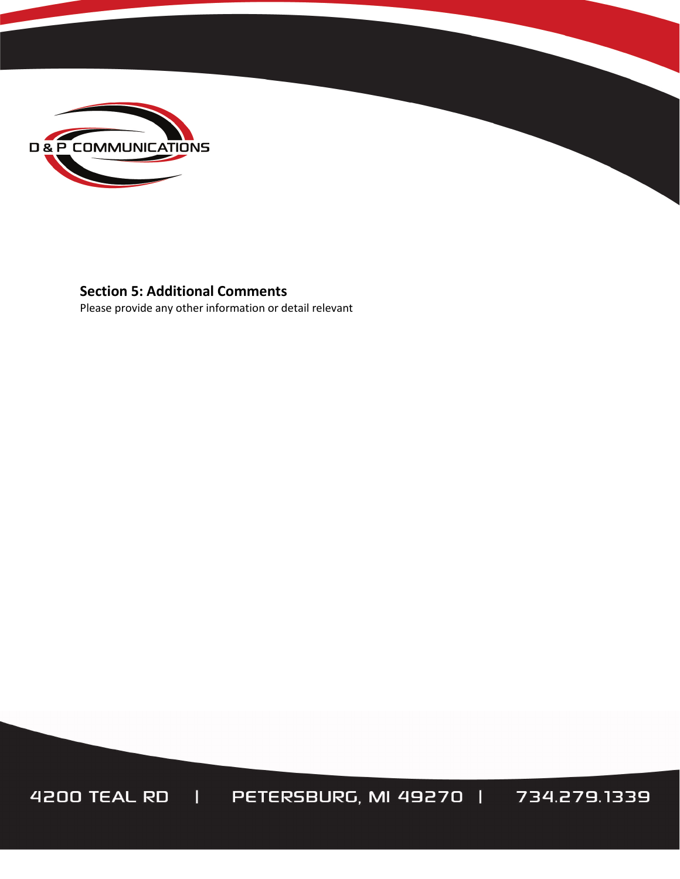D & P COMMUNICATIONS

### Section 5: Additional Comments

Please provide any other information or detail relevant

4200 TEAL RD | PETERSBURG, MI 49270 | 734.279.1339